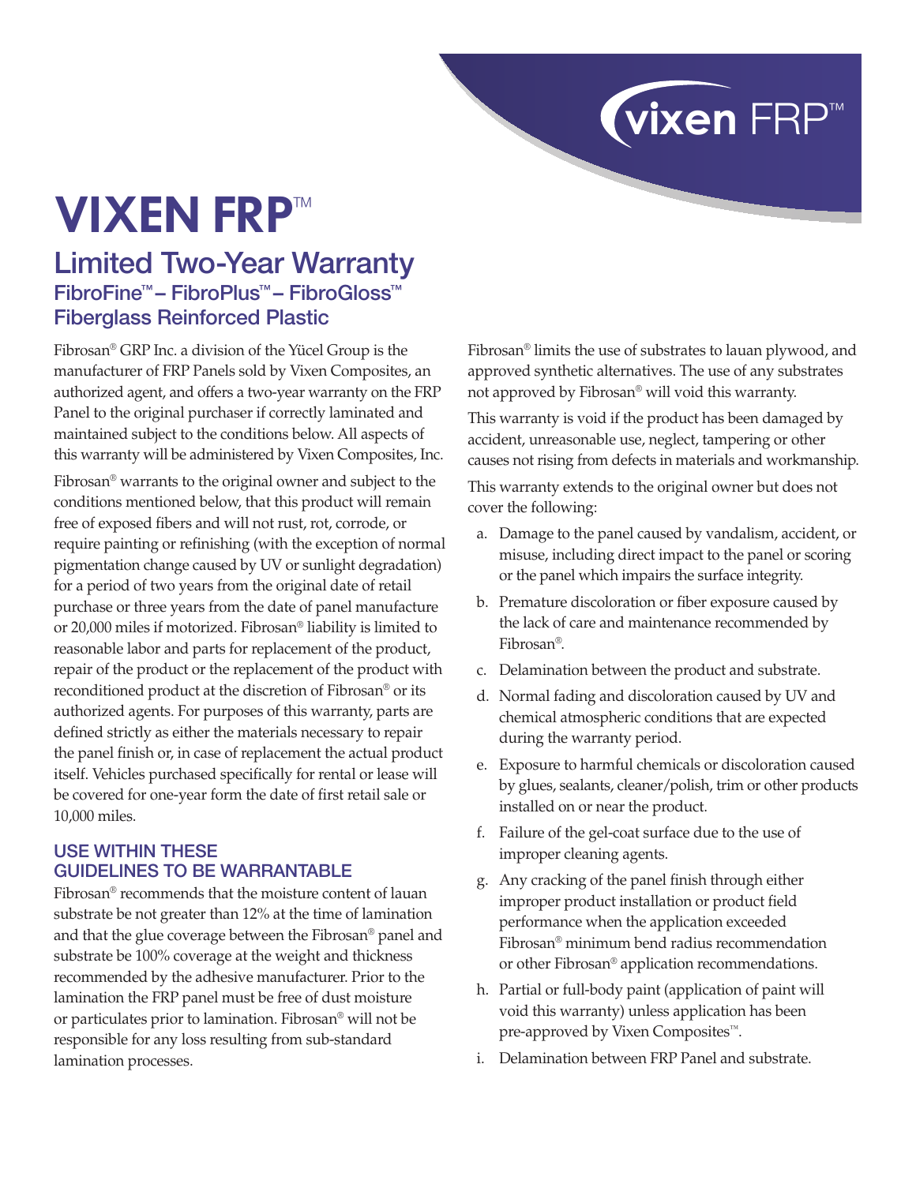# VIXEN FRP™

## Limited Two-Year Warranty

### FibroFine™ – FibroPlus™ – FibroGloss™ Fiberglass Reinforced Plastic

Fibrosan® GRP Inc. a division of the Yücel Group is the manufacturer of FRP Panels sold by Vixen Composites, an authorized agent, and offers a two-year warranty on the FRP Panel to the original purchaser if correctly laminated and maintained subject to the conditions below. All aspects of this warranty will be administered by Vixen Composites, Inc.

Fibrosan® warrants to the original owner and subject to the conditions mentioned below, that this product will remain free of exposed fibers and will not rust, rot, corrode, or require painting or refinishing (with the exception of normal pigmentation change caused by UV or sunlight degradation) for a period of two years from the original date of retail purchase or three years from the date of panel manufacture or 20,000 miles if motorized. Fibrosan® liability is limited to reasonable labor and parts for replacement of the product, repair of the product or the replacement of the product with reconditioned product at the discretion of Fibrosan® or its authorized agents. For purposes of this warranty, parts are defined strictly as either the materials necessary to repair the panel finish or, in case of replacement the actual product itself. Vehicles purchased specifically for rental or lease will be covered for one-year form the date of first retail sale or 10,000 miles.

### USE WITHIN THESE GUIDELINES TO BE WARRANTABLE

Fibrosan® recommends that the moisture content of lauan substrate be not greater than 12% at the time of lamination and that the glue coverage between the Fibrosan® panel and substrate be 100% coverage at the weight and thickness recommended by the adhesive manufacturer. Prior to the lamination the FRP panel must be free of dust moisture or particulates prior to lamination. Fibrosan® will not be responsible for any loss resulting from sub-standard lamination processes.

Fibrosan® limits the use of substrates to lauan plywood, and approved synthetic alternatives. The use of any substrates not approved by Fibrosan® will void this warranty.

This warranty is void if the product has been damaged by accident, unreasonable use, neglect, tampering or other causes not rising from defects in materials and workmanship.

This warranty extends to the original owner but does not cover the following:

a. Damage to the panel caused by vandalism, accident, or misuse, including direct impact to the panel or scoring or the panel which impairs the surface integrity.
b. Premature discoloration or fiber exposure caused by the lack of care and maintenance recommended by Fibrosan®.
c. Delamination between the product and substrate.
d. Normal fading and discoloration caused by UV and chemical atmospheric conditions that are expected during the warranty period.
e. Exposure to harmful chemicals or discoloration caused by glues, sealants, cleaner/polish, trim or other products installed on or near the product.
f. Failure of the gel-coat surface due to the use of improper cleaning agents.
g. Any cracking of the panel finish through either improper product installation or product field performance when the application exceeded Fibrosan® minimum bend radius recommendation or other Fibrosan® application recommendations.
h. Partial or full-body paint (application of paint will void this warranty) unless application has been pre-approved by Vixen Composites™.
i. Delamination between FRP Panel and substrate.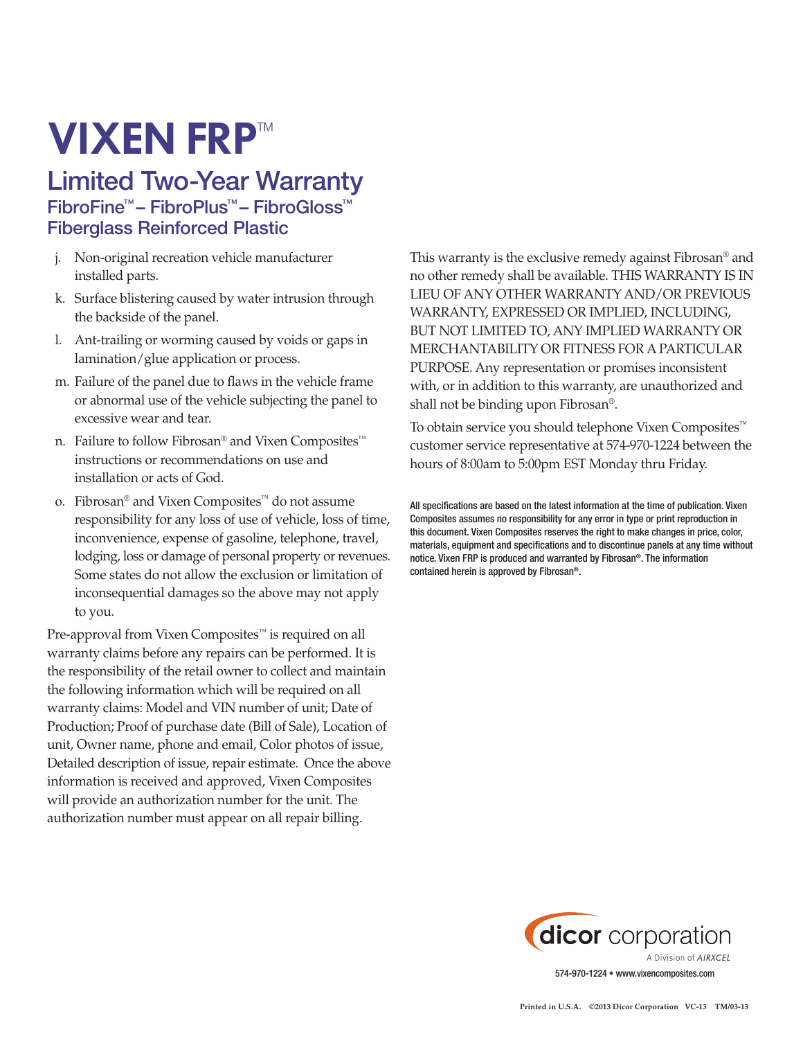# VIXEN FRP™

## Limited Two-Year Warranty

### FibroFine™ – FibroPlus™ – FibroGloss™ Fiberglass Reinforced Plastic

j. Non-original recreation vehicle manufacturer installed parts.

k. Surface blistering caused by water intrusion through the backside of the panel.

l. Ant-trailing or worming caused by voids or gaps in lamination/glue application or process.

m. Failure of the panel due to flaws in the vehicle frame or abnormal use of the vehicle subjecting the panel to excessive wear and tear.

n. Failure to follow Fibrosan® and Vixen Composites™ instructions or recommendations on use and installation or acts of God.

o. Fibrosan® and Vixen Composites™ do not assume responsibility for any loss of use of vehicle, loss of time, inconvenience, expense of gasoline, telephone, travel, lodging, loss or damage of personal property or revenues. Some states do not allow the exclusion or limitation of inconsequential damages so the above may not apply to you.

Pre-approval from Vixen Composites™ is required on all warranty claims before any repairs can be performed. It is the responsibility of the retail owner to collect and maintain the following information which will be required on all warranty claims: Model and VIN number of unit; Date of Production; Proof of purchase date (Bill of Sale), Location of unit, Owner name, phone and email, Color photos of issue, Detailed description of issue, repair estimate. Once the above information is received and approved, Vixen Composites will provide an authorization number for the unit. The authorization number must appear on all repair billing.

This warranty is the exclusive remedy against Fibrosan® and no other remedy shall be available. THIS WARRANTY IS IN LIEU OF ANY OTHER WARRANTY AND/OR PREVIOUS WARRANTY, EXPRESSED OR IMPLIED, INCLUDING, BUT NOT LIMITED TO, ANY IMPLIED WARRANTY OR MERCHANTABILITY OR FITNESS FOR A PARTICULAR PURPOSE. Any representation or promises inconsistent with, or in addition to this warranty, are unauthorized and shall not be binding upon Fibrosan®.

To obtain service you should telephone Vixen Composites™ customer service representative at 574-970-1224 between the hours of 8:00am to 5:00pm EST Monday thru Friday.

All specifications are based on the latest information at the time of publication. Vixen Composites assumes no responsibility for any error in type or print reproduction in this document. Vixen Composites reserves the right to make changes in price, color, materials, equipment and specifications and to discontinue panels at any time without notice. Vixen FRP is produced and warranted by Fibrosan®. The information contained herein is approved by Fibrosan®.

dicor corporation

A Division of AIRXCEL

574-970-1224 • www.vixencomposites.com

Printed in U.S.A. ©2013 Dicor Corporation VC-13 TM/03-13